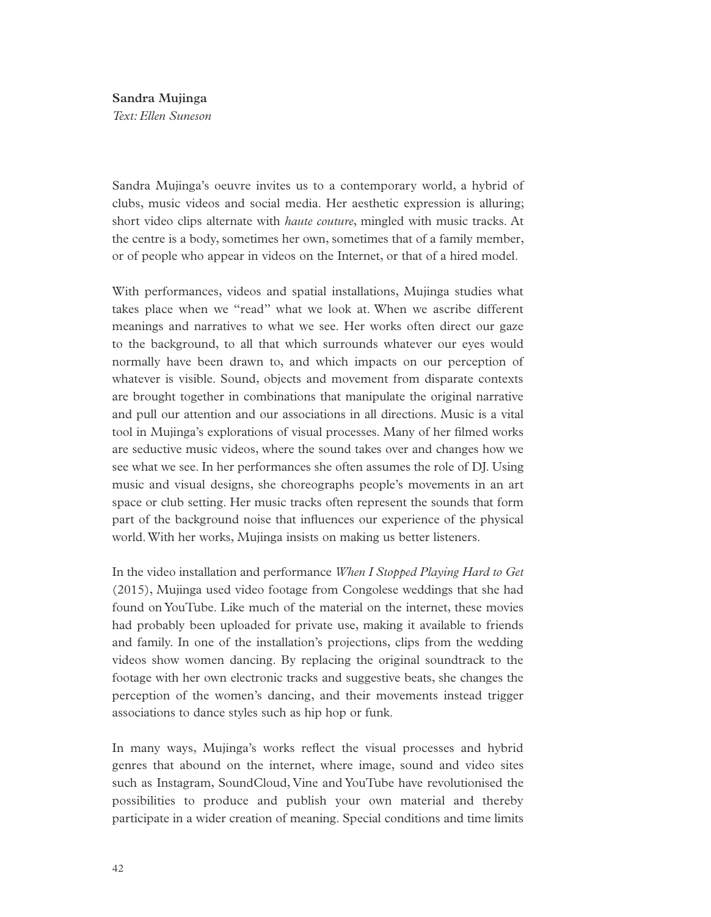**Sandra Mujinga**
*Text: Ellen Suneson*

Sandra Mujinga's oeuvre invites us to a contemporary world, a hybrid of clubs, music videos and social media. Her aesthetic expression is alluring; short video clips alternate with *haute couture*, mingled with music tracks. At the centre is a body, sometimes her own, sometimes that of a family member, or of people who appear in videos on the Internet, or that of a hired model.

With performances, videos and spatial installations, Mujinga studies what takes place when we "read" what we look at. When we ascribe different meanings and narratives to what we see. Her works often direct our gaze to the background, to all that which surrounds whatever our eyes would normally have been drawn to, and which impacts on our perception of whatever is visible. Sound, objects and movement from disparate contexts are brought together in combinations that manipulate the original narrative and pull our attention and our associations in all directions. Music is a vital tool in Mujinga's explorations of visual processes. Many of her filmed works are seductive music videos, where the sound takes over and changes how we see what we see. In her performances she often assumes the role of DJ. Using music and visual designs, she choreographs people's movements in an art space or club setting. Her music tracks often represent the sounds that form part of the background noise that influences our experience of the physical world. With her works, Mujinga insists on making us better listeners.

In the video installation and performance *When I Stopped Playing Hard to Get* (2015), Mujinga used video footage from Congolese weddings that she had found on YouTube. Like much of the material on the internet, these movies had probably been uploaded for private use, making it available to friends and family. In one of the installation's projections, clips from the wedding videos show women dancing. By replacing the original soundtrack to the footage with her own electronic tracks and suggestive beats, she changes the perception of the women's dancing, and their movements instead trigger associations to dance styles such as hip hop or funk.

In many ways, Mujinga's works reflect the visual processes and hybrid genres that abound on the internet, where image, sound and video sites such as Instagram, SoundCloud, Vine and YouTube have revolutionised the possibilities to produce and publish your own material and thereby participate in a wider creation of meaning. Special conditions and time limits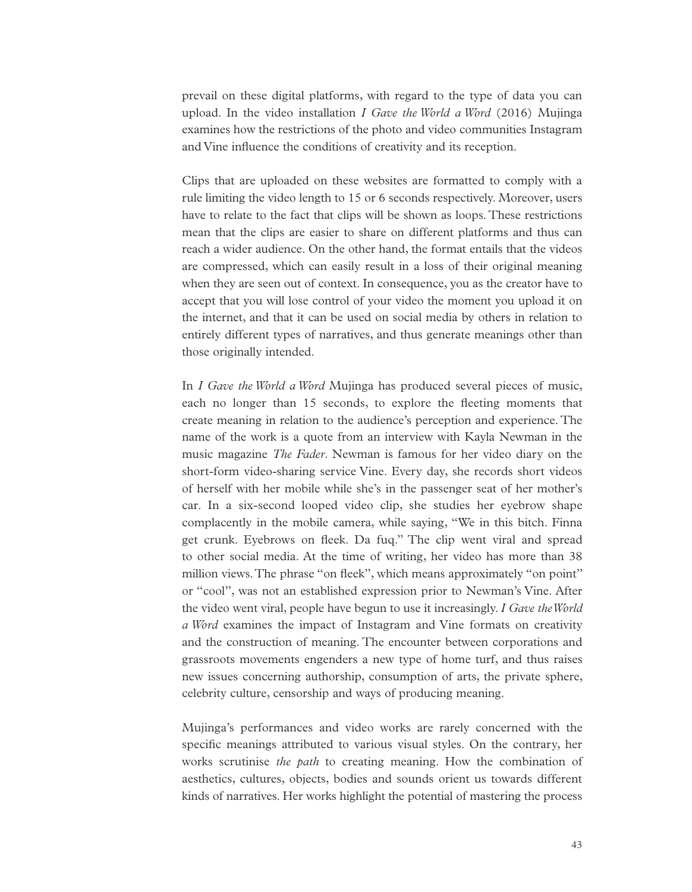prevail on these digital platforms, with regard to the type of data you can upload. In the video installation *I Gave the World a Word* (2016) Mujinga examines how the restrictions of the photo and video communities Instagram and Vine influence the conditions of creativity and its reception.

Clips that are uploaded on these websites are formatted to comply with a rule limiting the video length to 15 or 6 seconds respectively. Moreover, users have to relate to the fact that clips will be shown as loops. These restrictions mean that the clips are easier to share on different platforms and thus can reach a wider audience. On the other hand, the format entails that the videos are compressed, which can easily result in a loss of their original meaning when they are seen out of context. In consequence, you as the creator have to accept that you will lose control of your video the moment you upload it on the internet, and that it can be used on social media by others in relation to entirely different types of narratives, and thus generate meanings other than those originally intended.

In *I Gave the World a Word* Mujinga has produced several pieces of music, each no longer than 15 seconds, to explore the fleeting moments that create meaning in relation to the audience's perception and experience. The name of the work is a quote from an interview with Kayla Newman in the music magazine *The Fader*. Newman is famous for her video diary on the short-form video-sharing service Vine. Every day, she records short videos of herself with her mobile while she's in the passenger seat of her mother's car. In a six-second looped video clip, she studies her eyebrow shape complacently in the mobile camera, while saying, "We in this bitch. Finna get crunk. Eyebrows on fleek. Da fuq." The clip went viral and spread to other social media. At the time of writing, her video has more than 38 million views. The phrase "on fleek", which means approximately "on point" or "cool", was not an established expression prior to Newman's Vine. After the video went viral, people have begun to use it increasingly. *I Gave the World a Word* examines the impact of Instagram and Vine formats on creativity and the construction of meaning. The encounter between corporations and grassroots movements engenders a new type of home turf, and thus raises new issues concerning authorship, consumption of arts, the private sphere, celebrity culture, censorship and ways of producing meaning.

Mujinga's performances and video works are rarely concerned with the specific meanings attributed to various visual styles. On the contrary, her works scrutinise *the path* to creating meaning. How the combination of aesthetics, cultures, objects, bodies and sounds orient us towards different kinds of narratives. Her works highlight the potential of mastering the process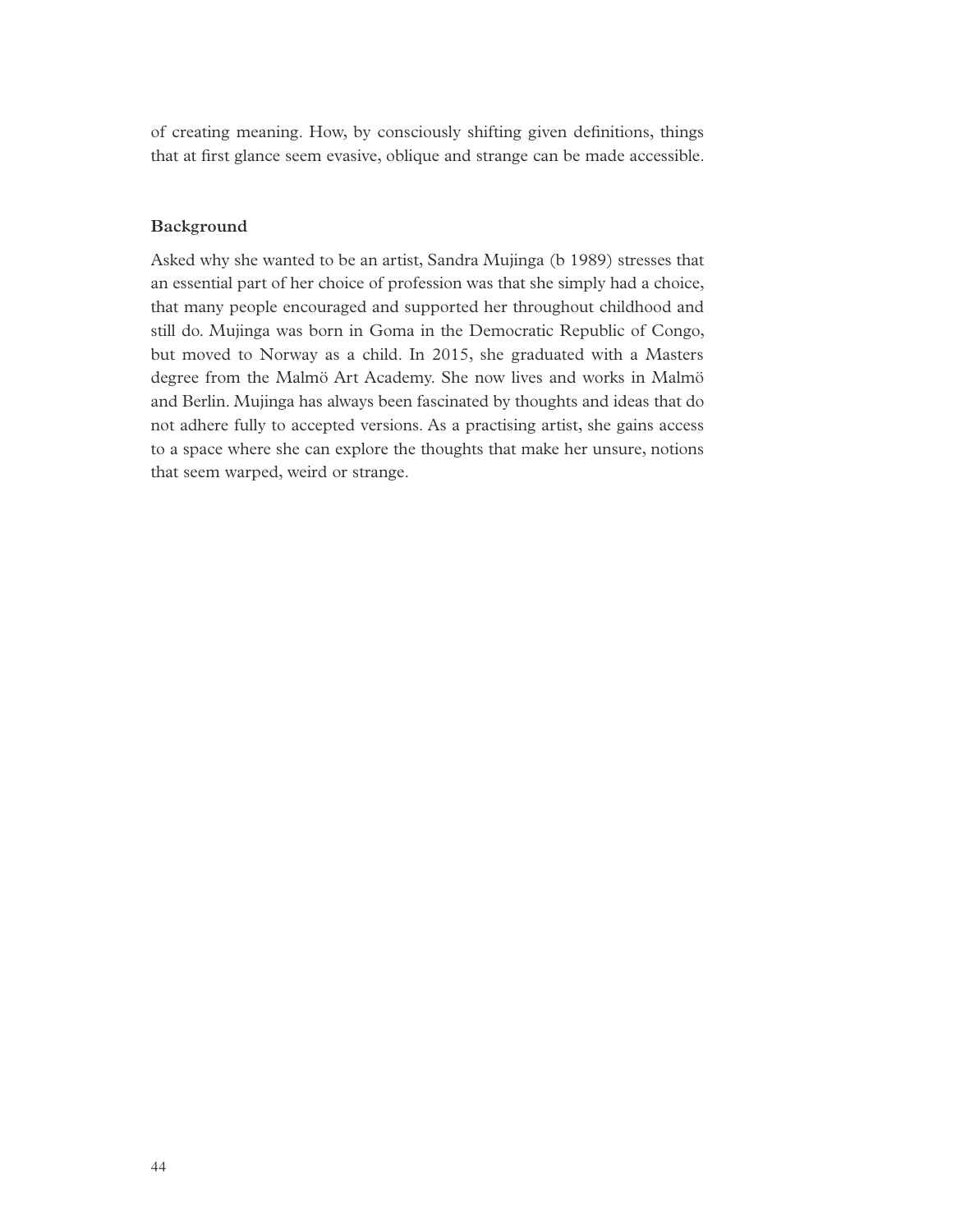of creating meaning. How, by consciously shifting given definitions, things that at first glance seem evasive, oblique and strange can be made accessible.

## Background

Asked why she wanted to be an artist, Sandra Mujinga (b 1989) stresses that an essential part of her choice of profession was that she simply had a choice, that many people encouraged and supported her throughout childhood and still do. Mujinga was born in Goma in the Democratic Republic of Congo, but moved to Norway as a child. In 2015, she graduated with a Masters degree from the Malmö Art Academy. She now lives and works in Malmö and Berlin. Mujinga has always been fascinated by thoughts and ideas that do not adhere fully to accepted versions. As a practising artist, she gains access to a space where she can explore the thoughts that make her unsure, notions that seem warped, weird or strange.